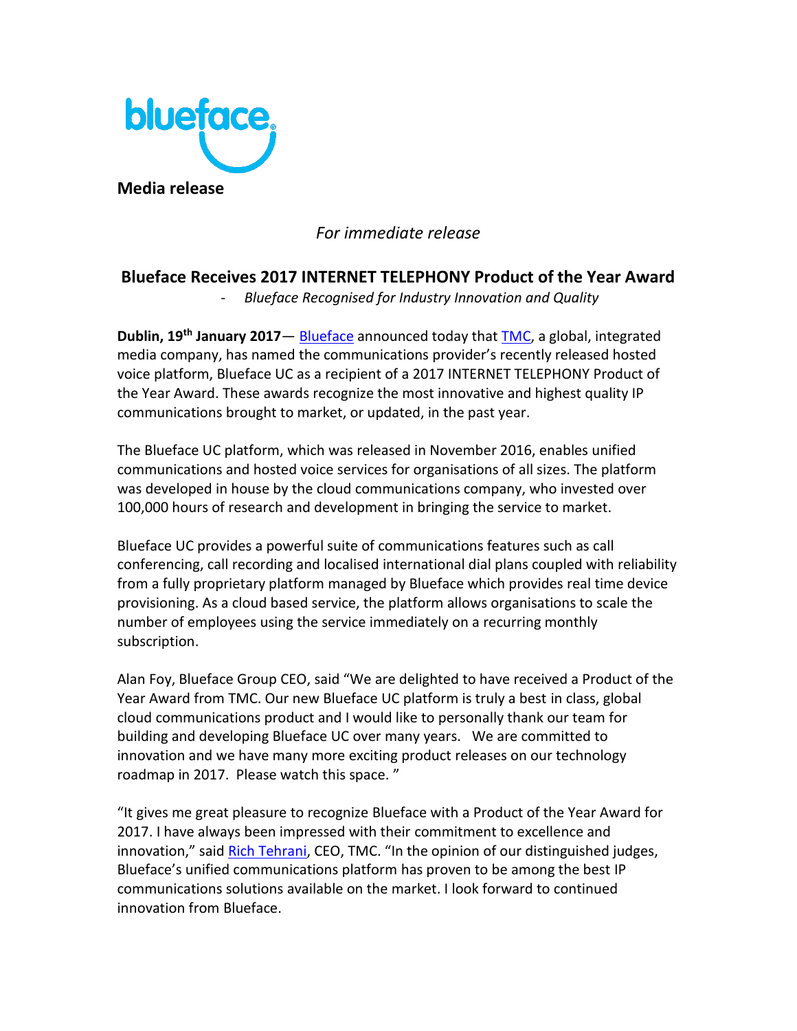**Media release**

*For immediate release*

## Blueface Receives 2017 INTERNET TELEPHONY Product of the Year Award

- *Blueface Recognised for Industry Innovation and Quality*

**Dublin, 19th January 2017**— Blueface announced today that TMC, a global, integrated media company, has named the communications provider's recently released hosted voice platform, Blueface UC as a recipient of a 2017 INTERNET TELEPHONY Product of the Year Award. These awards recognize the most innovative and highest quality IP communications brought to market, or updated, in the past year.

The Blueface UC platform, which was released in November 2016, enables unified communications and hosted voice services for organisations of all sizes. The platform was developed in house by the cloud communications company, who invested over 100,000 hours of research and development in bringing the service to market.

Blueface UC provides a powerful suite of communications features such as call conferencing, call recording and localised international dial plans coupled with reliability from a fully proprietary platform managed by Blueface which provides real time device provisioning. As a cloud based service, the platform allows organisations to scale the number of employees using the service immediately on a recurring monthly subscription.

Alan Foy, Blueface Group CEO, said "We are delighted to have received a Product of the Year Award from TMC. Our new Blueface UC platform is truly a best in class, global cloud communications product and I would like to personally thank our team for building and developing Blueface UC over many years. We are committed to innovation and we have many more exciting product releases on our technology roadmap in 2017. Please watch this space. "

"It gives me great pleasure to recognize Blueface with a Product of the Year Award for 2017. I have always been impressed with their commitment to excellence and innovation," said Rich Tehrani, CEO, TMC. "In the opinion of our distinguished judges, Blueface's unified communications platform has proven to be among the best IP communications solutions available on the market. I look forward to continued innovation from Blueface.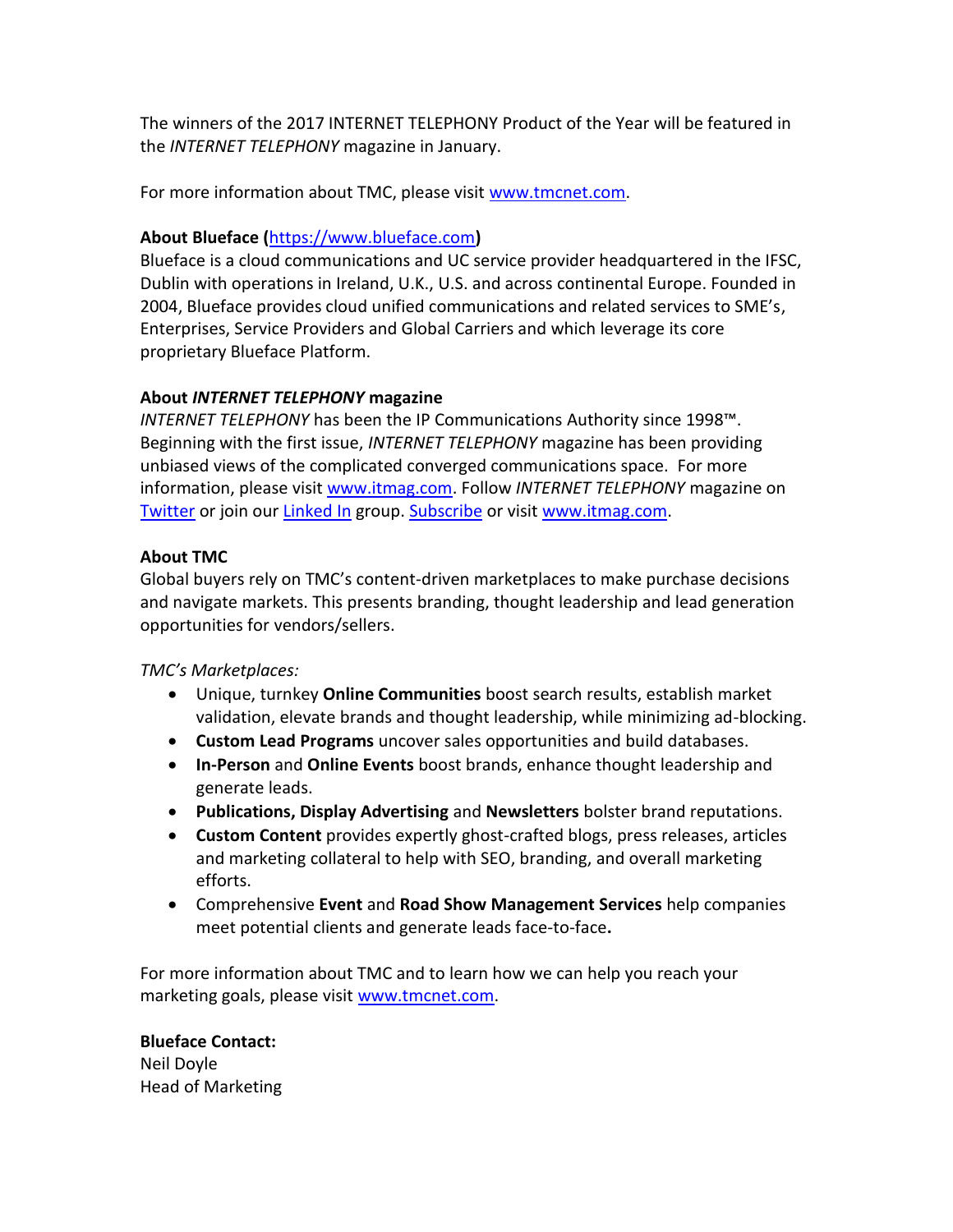The winners of the 2017 INTERNET TELEPHONY Product of the Year will be featured in the *INTERNET TELEPHONY* magazine in January.

For more information about TMC, please visit www.tmcnet.com.

**About Blueface (https://www.blueface.com)**
Blueface is a cloud communications and UC service provider headquartered in the IFSC, Dublin with operations in Ireland, U.K., U.S. and across continental Europe. Founded in 2004, Blueface provides cloud unified communications and related services to SME's, Enterprises, Service Providers and Global Carriers and which leverage its core proprietary Blueface Platform.

**About *INTERNET TELEPHONY* magazine**
*INTERNET TELEPHONY* has been the IP Communications Authority since 1998™. Beginning with the first issue, *INTERNET TELEPHONY* magazine has been providing unbiased views of the complicated converged communications space. For more information, please visit www.itmag.com. Follow *INTERNET TELEPHONY* magazine on Twitter or join our Linked In group. Subscribe or visit www.itmag.com.

**About TMC**
Global buyers rely on TMC's content-driven marketplaces to make purchase decisions and navigate markets. This presents branding, thought leadership and lead generation opportunities for vendors/sellers.

*TMC's Marketplaces:*

- Unique, turnkey **Online Communities** boost search results, establish market validation, elevate brands and thought leadership, while minimizing ad-blocking.
- **Custom Lead Programs** uncover sales opportunities and build databases.
- **In-Person** and **Online Events** boost brands, enhance thought leadership and generate leads.
- **Publications, Display Advertising** and **Newsletters** bolster brand reputations.
- **Custom Content** provides expertly ghost-crafted blogs, press releases, articles and marketing collateral to help with SEO, branding, and overall marketing efforts.
- Comprehensive **Event** and **Road Show Management Services** help companies meet potential clients and generate leads face-to-face**.**

For more information about TMC and to learn how we can help you reach your marketing goals, please visit www.tmcnet.com.

**Blueface Contact:**
Neil Doyle
Head of Marketing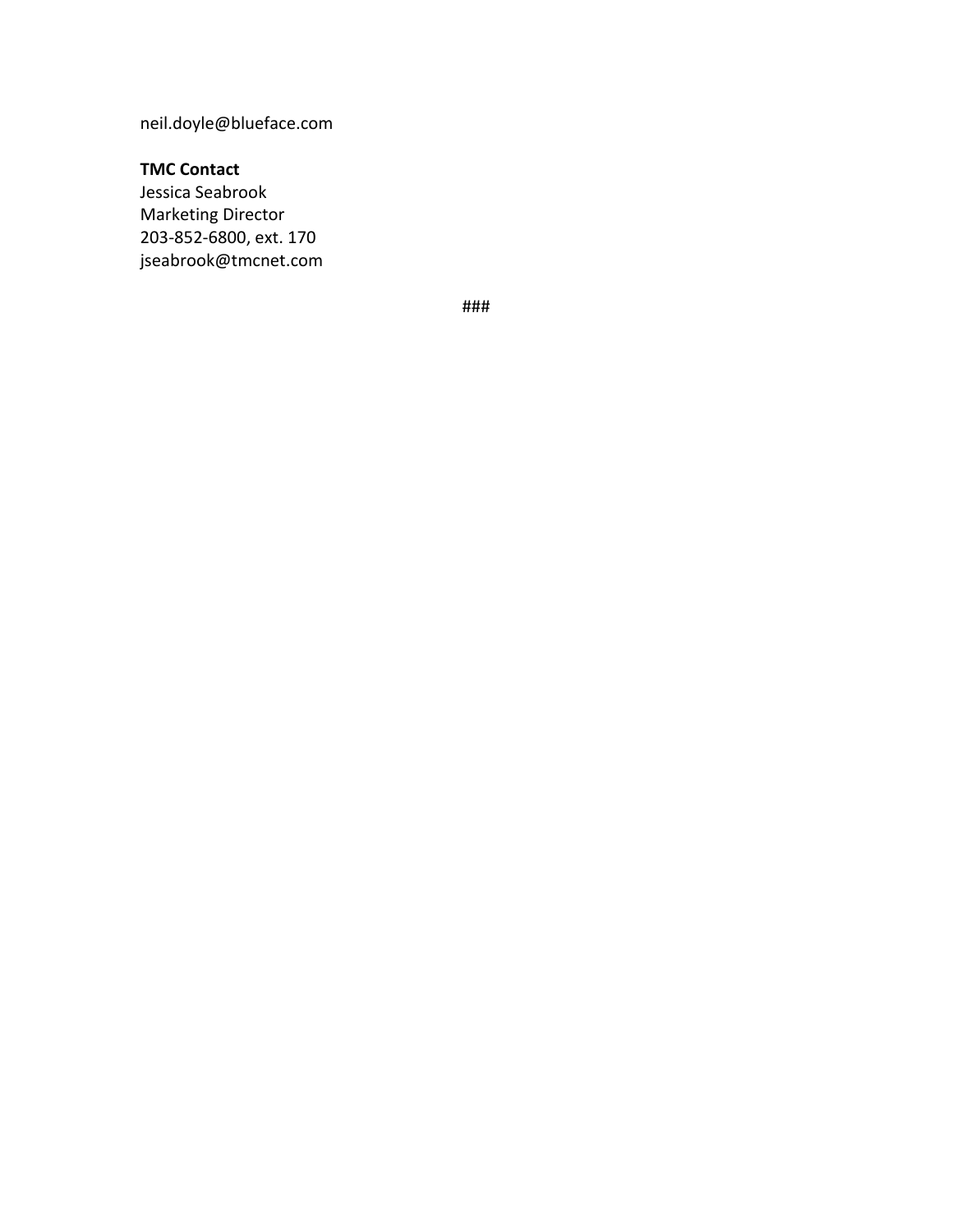neil.doyle@blueface.com

**TMC Contact**
Jessica Seabrook
Marketing Director
203-852-6800, ext. 170
jseabrook@tmcnet.com

###